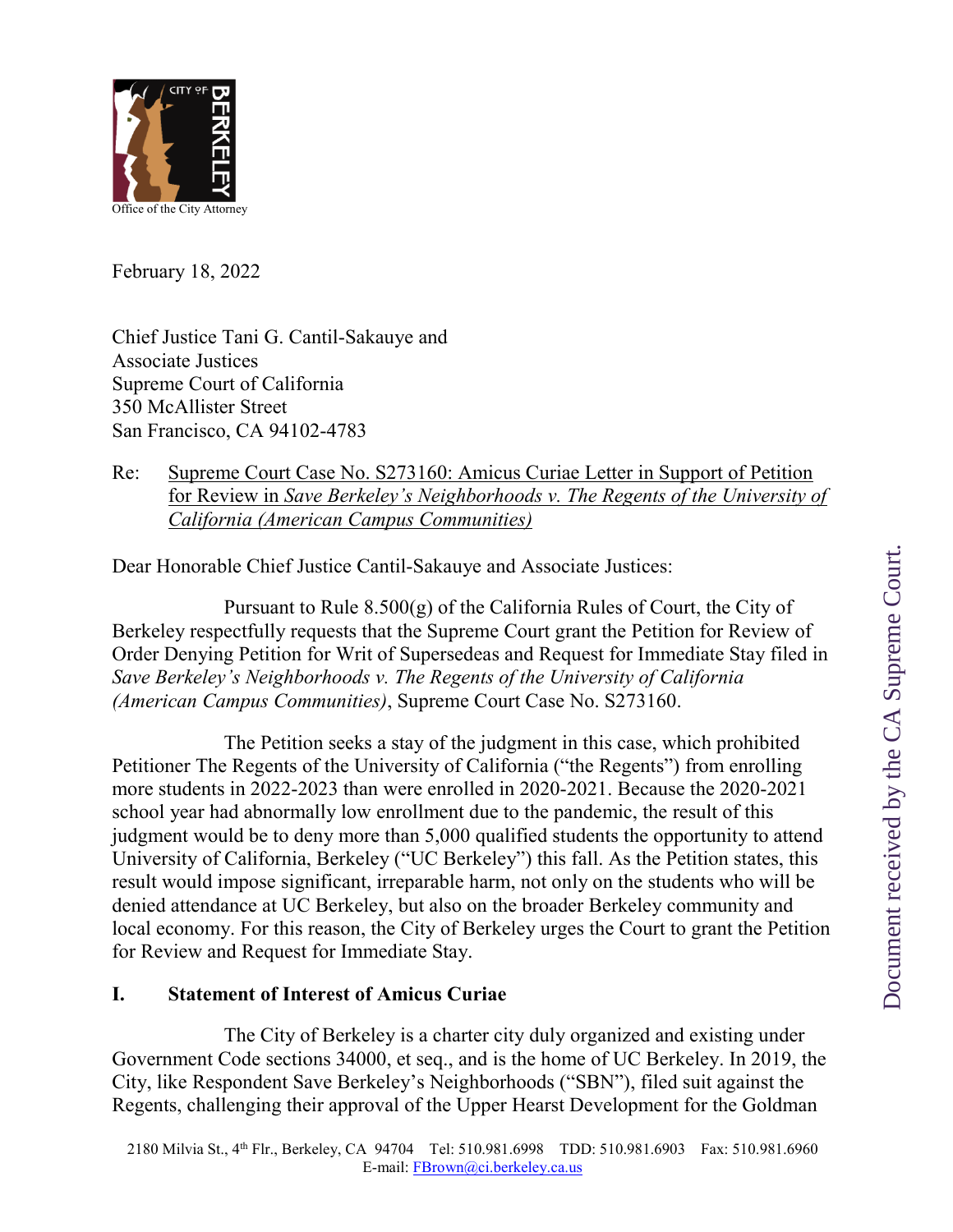CITY OF BERKELEY

Office of the City Attorney

February 18, 2022

Chief Justice Tani G. Cantil-Sakauye and
Associate Justices
Supreme Court of California
350 McAllister Street
San Francisco, CA 94102-4783

Re: Supreme Court Case No. S273160: Amicus Curiae Letter in Support of Petition for Review in *Save Berkeley's Neighborhoods v. The Regents of the University of California (American Campus Communities)*

Dear Honorable Chief Justice Cantil-Sakauye and Associate Justices:

Pursuant to Rule 8.500(g) of the California Rules of Court, the City of Berkeley respectfully requests that the Supreme Court grant the Petition for Review of Order Denying Petition for Writ of Supersedeas and Request for Immediate Stay filed in *Save Berkeley's Neighborhoods v. The Regents of the University of California (American Campus Communities)*, Supreme Court Case No. S273160.

The Petition seeks a stay of the judgment in this case, which prohibited Petitioner The Regents of the University of California ("the Regents") from enrolling more students in 2022-2023 than were enrolled in 2020-2021. Because the 2020-2021 school year had abnormally low enrollment due to the pandemic, the result of this judgment would be to deny more than 5,000 qualified students the opportunity to attend University of California, Berkeley ("UC Berkeley") this fall. As the Petition states, this result would impose significant, irreparable harm, not only on the students who will be denied attendance at UC Berkeley, but also on the broader Berkeley community and local economy. For this reason, the City of Berkeley urges the Court to grant the Petition for Review and Request for Immediate Stay.

## I. Statement of Interest of Amicus Curiae

The City of Berkeley is a charter city duly organized and existing under Government Code sections 34000, et seq., and is the home of UC Berkeley. In 2019, the City, like Respondent Save Berkeley's Neighborhoods ("SBN"), filed suit against the Regents, challenging their approval of the Upper Hearst Development for the Goldman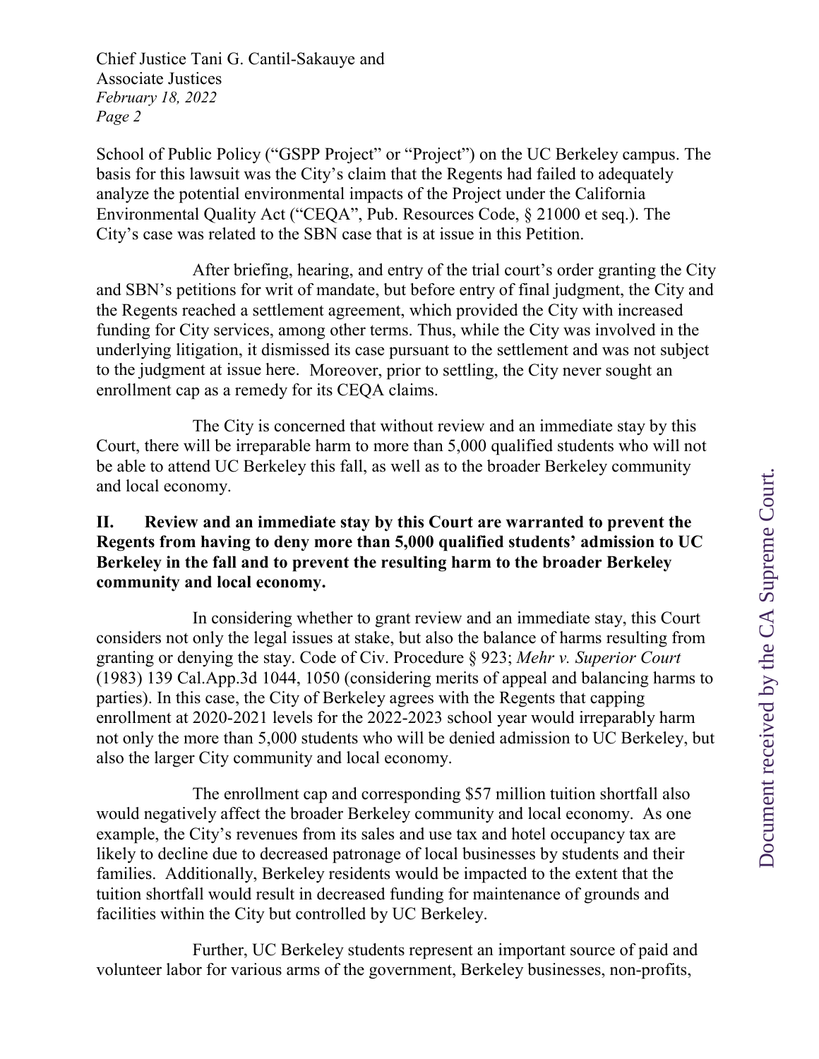School of Public Policy ("GSPP Project" or "Project") on the UC Berkeley campus. The basis for this lawsuit was the City's claim that the Regents had failed to adequately analyze the potential environmental impacts of the Project under the California Environmental Quality Act ("CEQA", Pub. Resources Code, § 21000 et seq.). The City's case was related to the SBN case that is at issue in this Petition.

After briefing, hearing, and entry of the trial court's order granting the City and SBN's petitions for writ of mandate, but before entry of final judgment, the City and the Regents reached a settlement agreement, which provided the City with increased funding for City services, among other terms. Thus, while the City was involved in the underlying litigation, it dismissed its case pursuant to the settlement and was not subject to the judgment at issue here. Moreover, prior to settling, the City never sought an enrollment cap as a remedy for its CEQA claims.

The City is concerned that without review and an immediate stay by this Court, there will be irreparable harm to more than 5,000 qualified students who will not be able to attend UC Berkeley this fall, as well as to the broader Berkeley community and local economy.

## II. Review and an immediate stay by this Court are warranted to prevent the Regents from having to deny more than 5,000 qualified students' admission to UC Berkeley in the fall and to prevent the resulting harm to the broader Berkeley community and local economy.

In considering whether to grant review and an immediate stay, this Court considers not only the legal issues at stake, but also the balance of harms resulting from granting or denying the stay. Code of Civ. Procedure § 923; *Mehr v. Superior Court* (1983) 139 Cal.App.3d 1044, 1050 (considering merits of appeal and balancing harms to parties). In this case, the City of Berkeley agrees with the Regents that capping enrollment at 2020-2021 levels for the 2022-2023 school year would irreparably harm not only the more than 5,000 students who will be denied admission to UC Berkeley, but also the larger City community and local economy.

The enrollment cap and corresponding $57 million tuition shortfall also would negatively affect the broader Berkeley community and local economy. As one example, the City's revenues from its sales and use tax and hotel occupancy tax are likely to decline due to decreased patronage of local businesses by students and their families. Additionally, Berkeley residents would be impacted to the extent that the tuition shortfall would result in decreased funding for maintenance of grounds and facilities within the City but controlled by UC Berkeley.

Further, UC Berkeley students represent an important source of paid and volunteer labor for various arms of the government, Berkeley businesses, non-profits,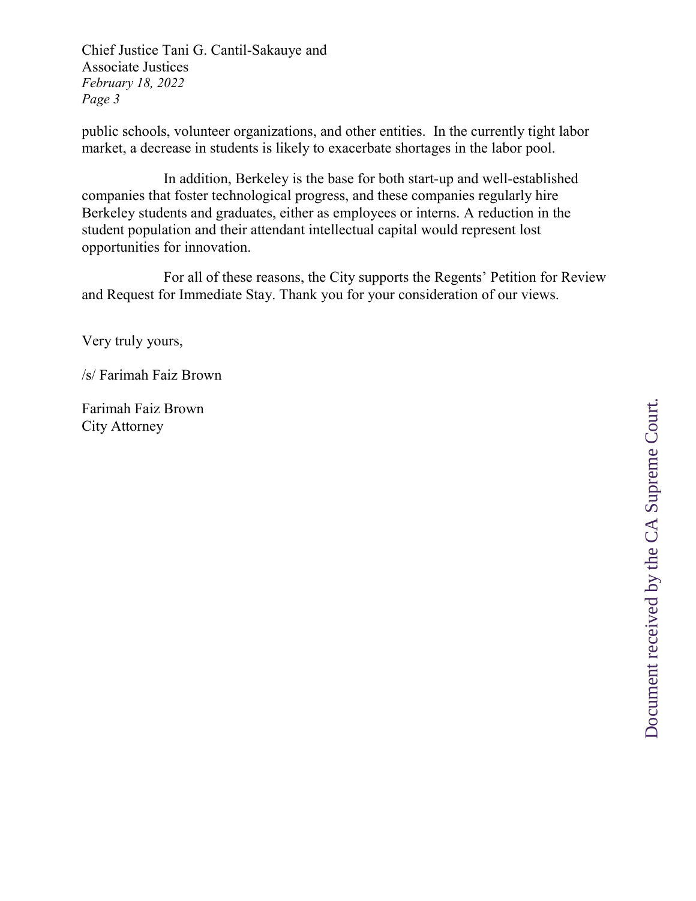public schools, volunteer organizations, and other entities. In the currently tight labor market, a decrease in students is likely to exacerbate shortages in the labor pool.

In addition, Berkeley is the base for both start-up and well-established companies that foster technological progress, and these companies regularly hire Berkeley students and graduates, either as employees or interns. A reduction in the student population and their attendant intellectual capital would represent lost opportunities for innovation.

For all of these reasons, the City supports the Regents' Petition for Review and Request for Immediate Stay. Thank you for your consideration of our views.

Very truly yours,

/s/ Farimah Faiz Brown

Farimah Faiz Brown
City Attorney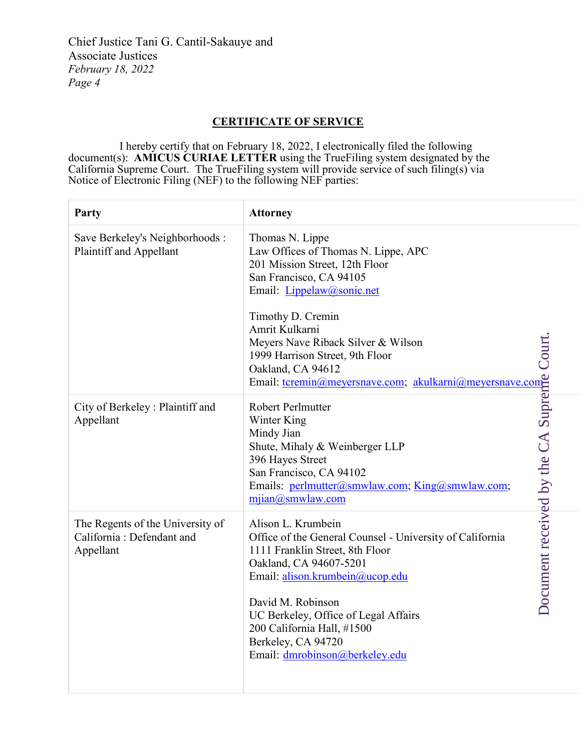## CERTIFICATE OF SERVICE

I hereby certify that on February 18, 2022, I electronically filed the following document(s): **AMICUS CURIAE LETTER** using the TrueFiling system designated by the California Supreme Court. The TrueFiling system will provide service of such filing(s) via Notice of Electronic Filing (NEF) to the following NEF parties:

| Party | Attorney |
| --- | --- |
| Save Berkeley's Neighborhoods : Plaintiff and Appellant | Thomas N. Lippe<br>Law Offices of Thomas N. Lippe, APC<br>201 Mission Street, 12th Floor<br>San Francisco, CA 94105<br>Email: Lippelaw@sonic.net<br><br>Timothy D. Cremin<br>Amrit Kulkarni<br>Meyers Nave Riback Silver & Wilson<br>1999 Harrison Street, 9th Floor<br>Oakland, CA 94612<br>Email: tcremin@meyersnave.com; akulkarni@meyersnave.com |
| City of Berkeley : Plaintiff and Appellant | Robert Perlmutter<br>Winter King<br>Mindy Jian<br>Shute, Mihaly & Weinberger LLP<br>396 Hayes Street<br>San Francisco, CA 94102<br>Emails: perlmutter@smwlaw.com; King@smwlaw.com; mjian@smwlaw.com |
| The Regents of the University of California : Defendant and Appellant | Alison L. Krumbein<br>Office of the General Counsel - University of California<br>1111 Franklin Street, 8th Floor<br>Oakland, CA 94607-5201<br>Email: alison.krumbein@ucop.edu<br><br>David M. Robinson<br>UC Berkeley, Office of Legal Affairs<br>200 California Hall, #1500<br>Berkeley, CA 94720<br>Email: dmrobinson@berkeley.edu |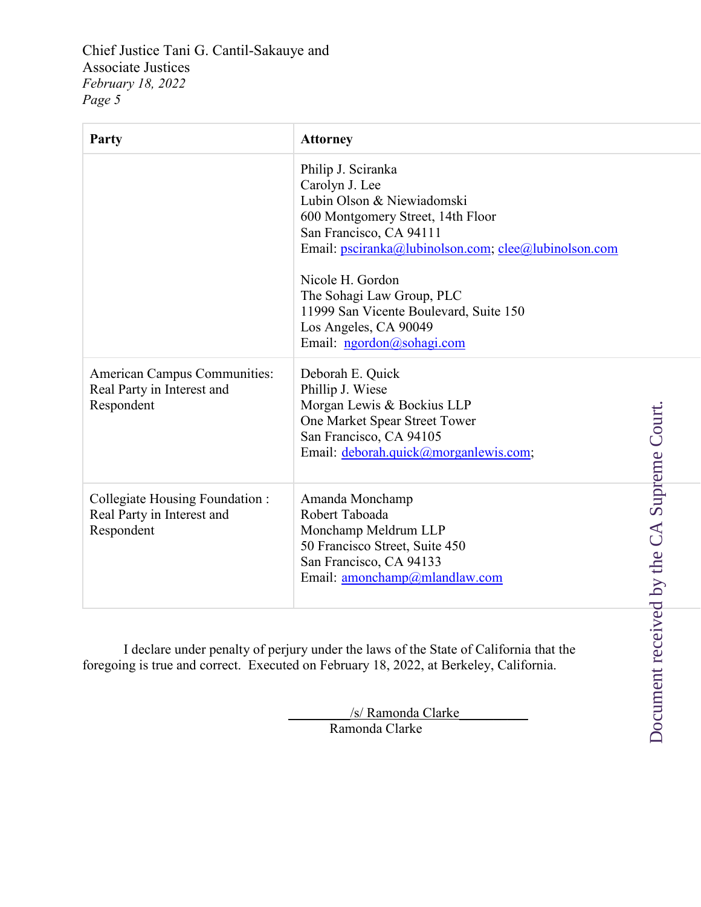| Party | Attorney |
|---|---|
| | Philip J. Sciranka<br>Carolyn J. Lee<br>Lubin Olson & Niewiadomski<br>600 Montgomery Street, 14th Floor<br>San Francisco, CA 94111<br>Email: psciranka@lubinolson.com; clee@lubinolson.com<br><br>Nicole H. Gordon<br>The Sohagi Law Group, PLC<br>11999 San Vicente Boulevard, Suite 150<br>Los Angeles, CA 90049<br>Email: ngordon@sohagi.com |
| American Campus Communities: Real Party in Interest and Respondent | Deborah E. Quick<br>Phillip J. Wiese<br>Morgan Lewis & Bockius LLP<br>One Market Spear Street Tower<br>San Francisco, CA 94105<br>Email: deborah.quick@morganlewis.com; |
| Collegiate Housing Foundation : Real Party in Interest and Respondent | Amanda Monchamp<br>Robert Taboada<br>Monchamp Meldrum LLP<br>50 Francisco Street, Suite 450<br>San Francisco, CA 94133<br>Email: amonchamp@mlandlaw.com |

I declare under penalty of perjury under the laws of the State of California that the foregoing is true and correct. Executed on February 18, 2022, at Berkeley, California.

/s/ Ramonda Clarke
Ramonda Clarke

Document received by the CA Supreme Court.